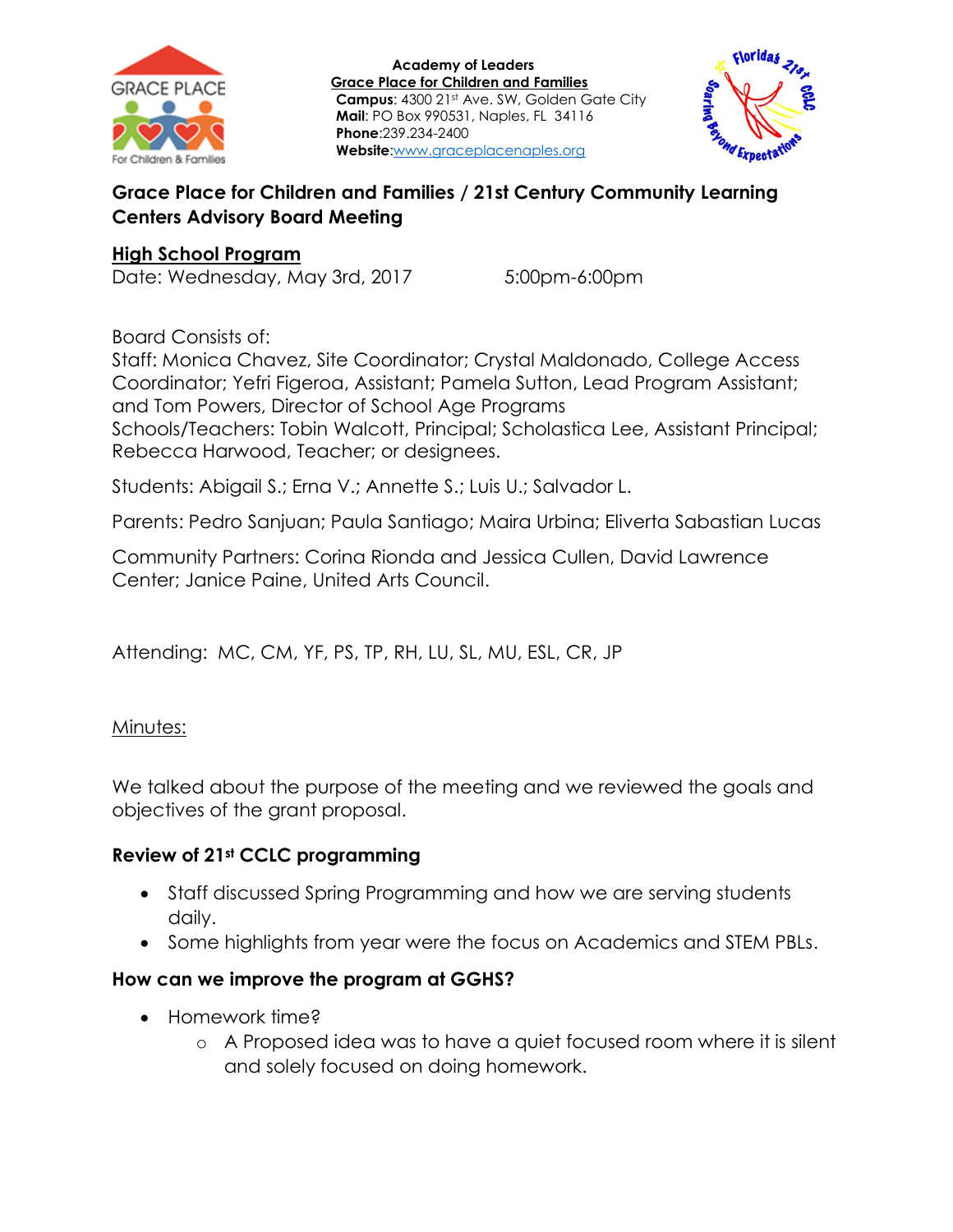Academy of Leaders
Grace Place for Children and Families
**Campus**: 4300 21st Ave. SW, Golden Gate City
**Mail**: PO Box 990531, Naples, FL 34116
**Phone**:239.234-2400
**Website**:www.graceplacenaples.org

## Grace Place for Children and Families / 21st Century Community Learning Centers Advisory Board Meeting

**High School Program**
Date: Wednesday, May 3rd, 2017 5:00pm-6:00pm

Board Consists of:
Staff: Monica Chavez, Site Coordinator; Crystal Maldonado, College Access Coordinator; Yefri Figeroa, Assistant; Pamela Sutton, Lead Program Assistant; and Tom Powers, Director of School Age Programs
Schools/Teachers: Tobin Walcott, Principal; Scholastica Lee, Assistant Principal; Rebecca Harwood, Teacher; or designees.

Students: Abigail S.; Erna V.; Annette S.; Luis U.; Salvador L.

Parents: Pedro Sanjuan; Paula Santiago; Maira Urbina; Eliverta Sabastian Lucas

Community Partners: Corina Rionda and Jessica Cullen, David Lawrence Center; Janice Paine, United Arts Council.

Attending: MC, CM, YF, PS, TP, RH, LU, SL, MU, ESL, CR, JP

Minutes:

We talked about the purpose of the meeting and we reviewed the goals and objectives of the grant proposal.

**Review of 21st CCLC programming**

- Staff discussed Spring Programming and how we are serving students daily.
- Some highlights from year were the focus on Academics and STEM PBLs.

**How can we improve the program at GGHS?**

- Homework time?
  - A Proposed idea was to have a quiet focused room where it is silent and solely focused on doing homework.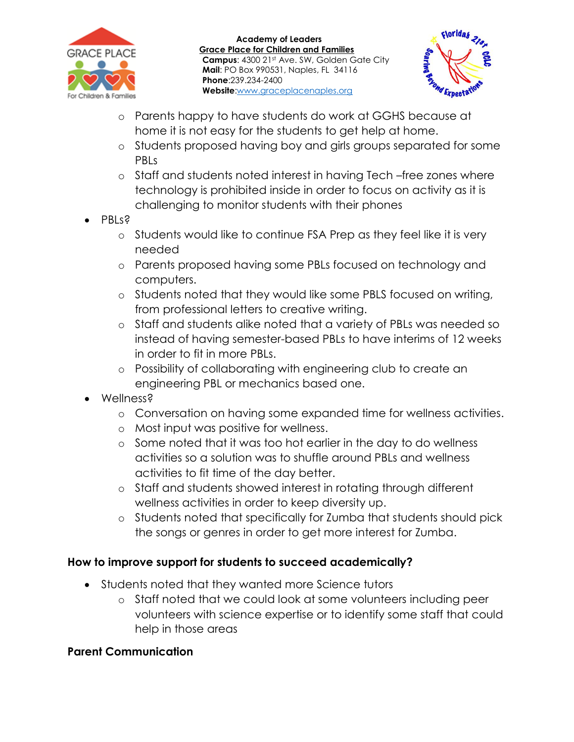- Parents happy to have students do work at GGHS because at home it is not easy for the students to get help at home.
  - Students proposed having boy and girls groups separated for some PBLs
  - Staff and students noted interest in having Tech –free zones where technology is prohibited inside in order to focus on activity as it is challenging to monitor students with their phones
- PBLs?
  - Students would like to continue FSA Prep as they feel like it is very needed
  - Parents proposed having some PBLs focused on technology and computers.
  - Students noted that they would like some PBLS focused on writing, from professional letters to creative writing.
  - Staff and students alike noted that a variety of PBLs was needed so instead of having semester-based PBLs to have interims of 12 weeks in order to fit in more PBLs.
  - Possibility of collaborating with engineering club to create an engineering PBL or mechanics based one.
- Wellness?
  - Conversation on having some expanded time for wellness activities.
  - Most input was positive for wellness.
  - Some noted that it was too hot earlier in the day to do wellness activities so a solution was to shuffle around PBLs and wellness activities to fit time of the day better.
  - Staff and students showed interest in rotating through different wellness activities in order to keep diversity up.
  - Students noted that specifically for Zumba that students should pick the songs or genres in order to get more interest for Zumba.

**How to improve support for students to succeed academically?**

- Students noted that they wanted more Science tutors
  - Staff noted that we could look at some volunteers including peer volunteers with science expertise or to identify some staff that could help in those areas

**Parent Communication**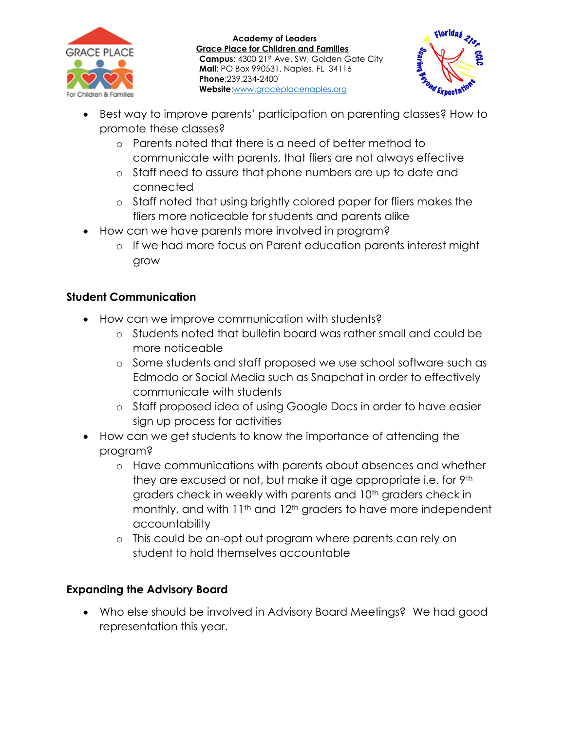- Best way to improve parents' participation on parenting classes? How to promote these classes?
  - Parents noted that there is a need of better method to communicate with parents, that fliers are not always effective
  - Staff need to assure that phone numbers are up to date and connected
  - Staff noted that using brightly colored paper for fliers makes the fliers more noticeable for students and parents alike
- How can we have parents more involved in program?
  - If we had more focus on Parent education parents interest might grow

**Student Communication**

- How can we improve communication with students?
  - Students noted that bulletin board was rather small and could be more noticeable
  - Some students and staff proposed we use school software such as Edmodo or Social Media such as Snapchat in order to effectively communicate with students
  - Staff proposed idea of using Google Docs in order to have easier sign up process for activities
- How can we get students to know the importance of attending the program?
  - Have communications with parents about absences and whether they are excused or not, but make it age appropriate i.e. for 9th graders check in weekly with parents and 10th graders check in monthly, and with 11th and 12th graders to have more independent accountability
  - This could be an-opt out program where parents can rely on student to hold themselves accountable

**Expanding the Advisory Board**

- Who else should be involved in Advisory Board Meetings? We had good representation this year.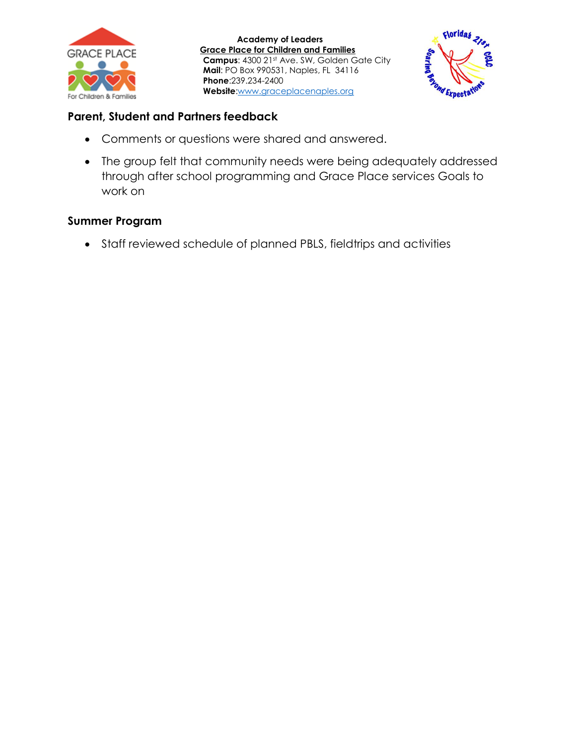Academy of Leaders
Grace Place for Children and Families
**Campus**: 4300 21st Ave. SW, Golden Gate City
**Mail**: PO Box 990531, Naples, FL 34116
**Phone**:239.234-2400
**Website**:www.graceplacenaples.org

### Parent, Student and Partners feedback

- Comments or questions were shared and answered.
- The group felt that community needs were being adequately addressed through after school programming and Grace Place services Goals to work on

### Summer Program

- Staff reviewed schedule of planned PBLS, fieldtrips and activities